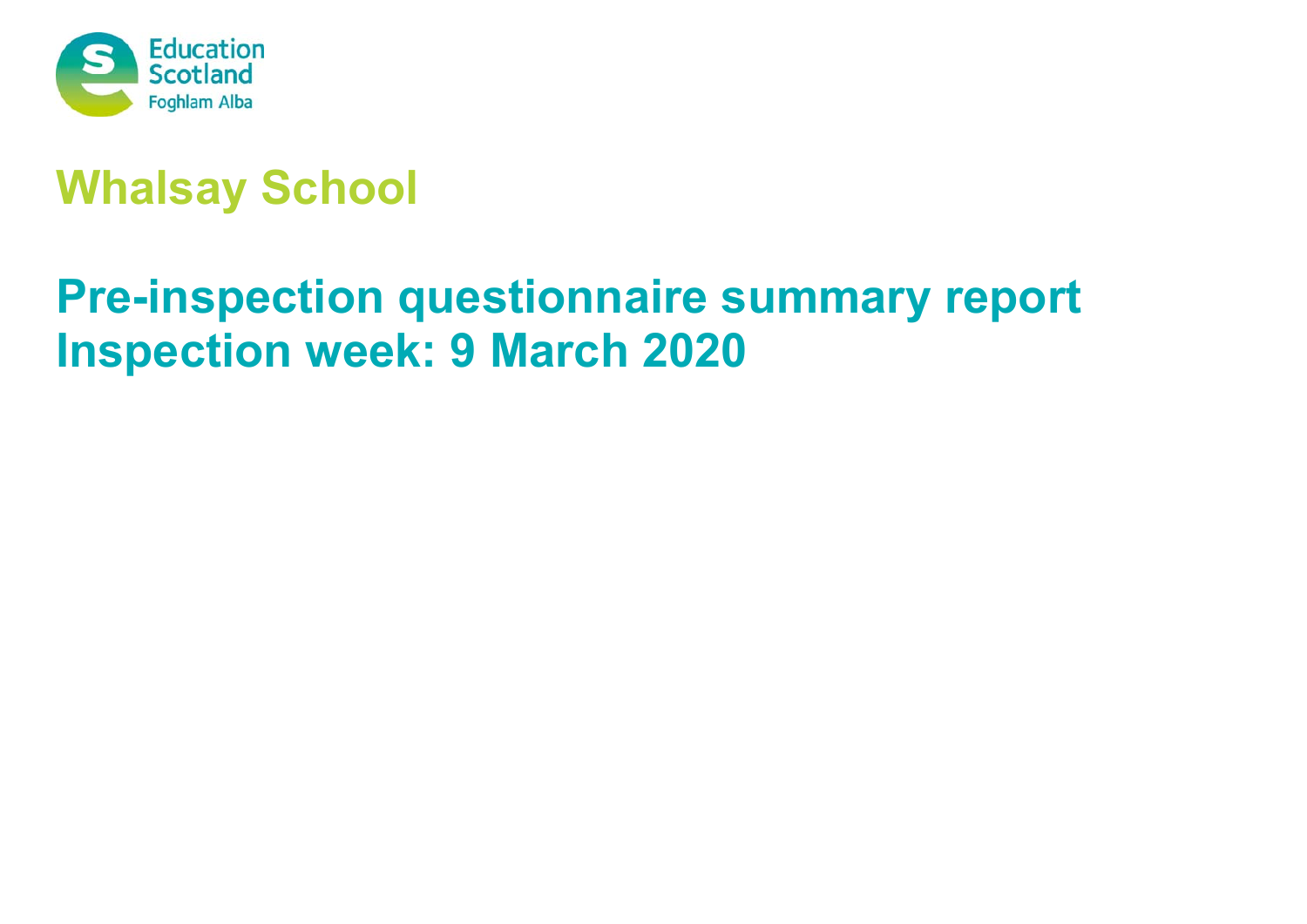# Whalsay School

## Pre-inspection questionnaire summary report
## Inspection week: 9 March 2020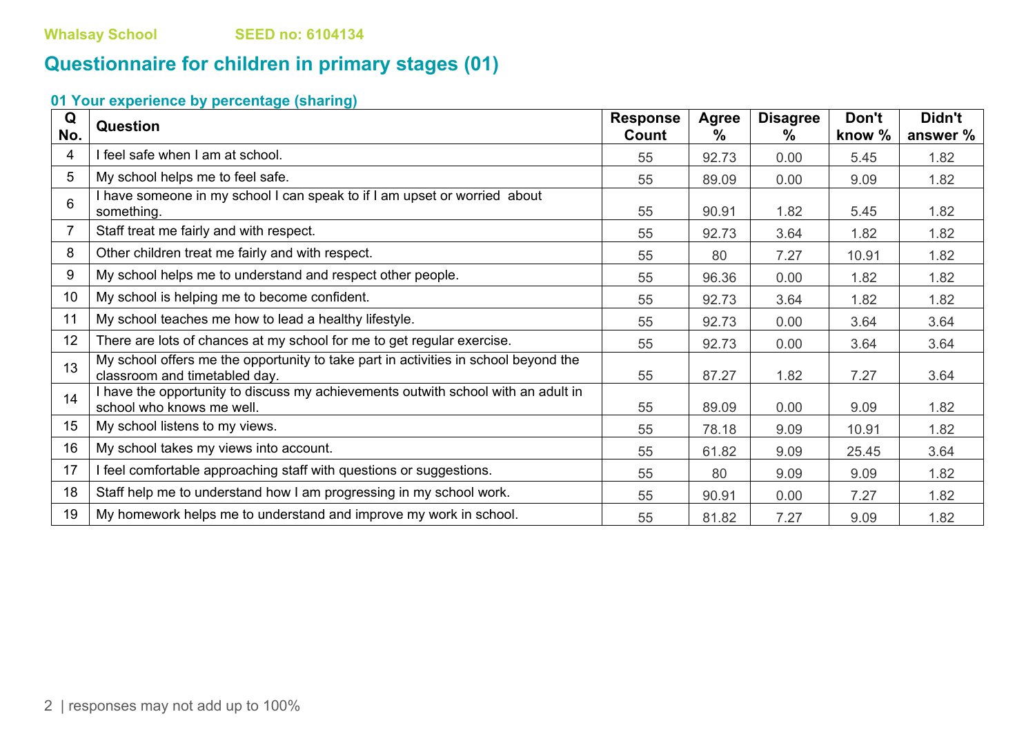Whalsay School SEED no: 6104134

## Questionnaire for children in primary stages (01)

### 01 Your experience by percentage (sharing)

| Q No. | Question | Response Count | Agree % | Disagree % | Don't know % | Didn't answer % |
|---|---|---|---|---|---|---|
| 4 | I feel safe when I am at school. | 55 | 92.73 | 0.00 | 5.45 | 1.82 |
| 5 | My school helps me to feel safe. | 55 | 89.09 | 0.00 | 9.09 | 1.82 |
| 6 | I have someone in my school I can speak to if I am upset or worried about something. | 55 | 90.91 | 1.82 | 5.45 | 1.82 |
| 7 | Staff treat me fairly and with respect. | 55 | 92.73 | 3.64 | 1.82 | 1.82 |
| 8 | Other children treat me fairly and with respect. | 55 | 80 | 7.27 | 10.91 | 1.82 |
| 9 | My school helps me to understand and respect other people. | 55 | 96.36 | 0.00 | 1.82 | 1.82 |
| 10 | My school is helping me to become confident. | 55 | 92.73 | 3.64 | 1.82 | 1.82 |
| 11 | My school teaches me how to lead a healthy lifestyle. | 55 | 92.73 | 0.00 | 3.64 | 3.64 |
| 12 | There are lots of chances at my school for me to get regular exercise. | 55 | 92.73 | 0.00 | 3.64 | 3.64 |
| 13 | My school offers me the opportunity to take part in activities in school beyond the classroom and timetabled day. | 55 | 87.27 | 1.82 | 7.27 | 3.64 |
| 14 | I have the opportunity to discuss my achievements outwith school with an adult in school who knows me well. | 55 | 89.09 | 0.00 | 9.09 | 1.82 |
| 15 | My school listens to my views. | 55 | 78.18 | 9.09 | 10.91 | 1.82 |
| 16 | My school takes my views into account. | 55 | 61.82 | 9.09 | 25.45 | 3.64 |
| 17 | I feel comfortable approaching staff with questions or suggestions. | 55 | 80 | 9.09 | 9.09 | 1.82 |
| 18 | Staff help me to understand how I am progressing in my school work. | 55 | 90.91 | 0.00 | 7.27 | 1.82 |
| 19 | My homework helps me to understand and improve my work in school. | 55 | 81.82 | 7.27 | 9.09 | 1.82 |

responses may not add up to 100%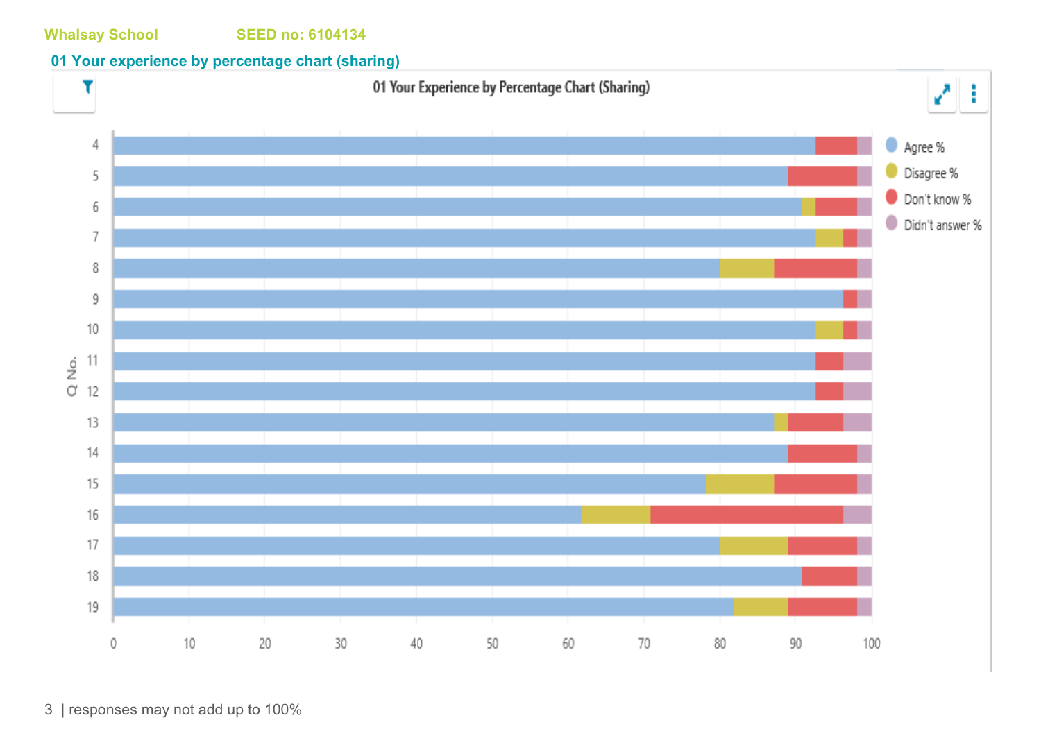Whalsay School SEED no: 6104134

## 01 Your experience by percentage chart (sharing)

responses may not add up to 100%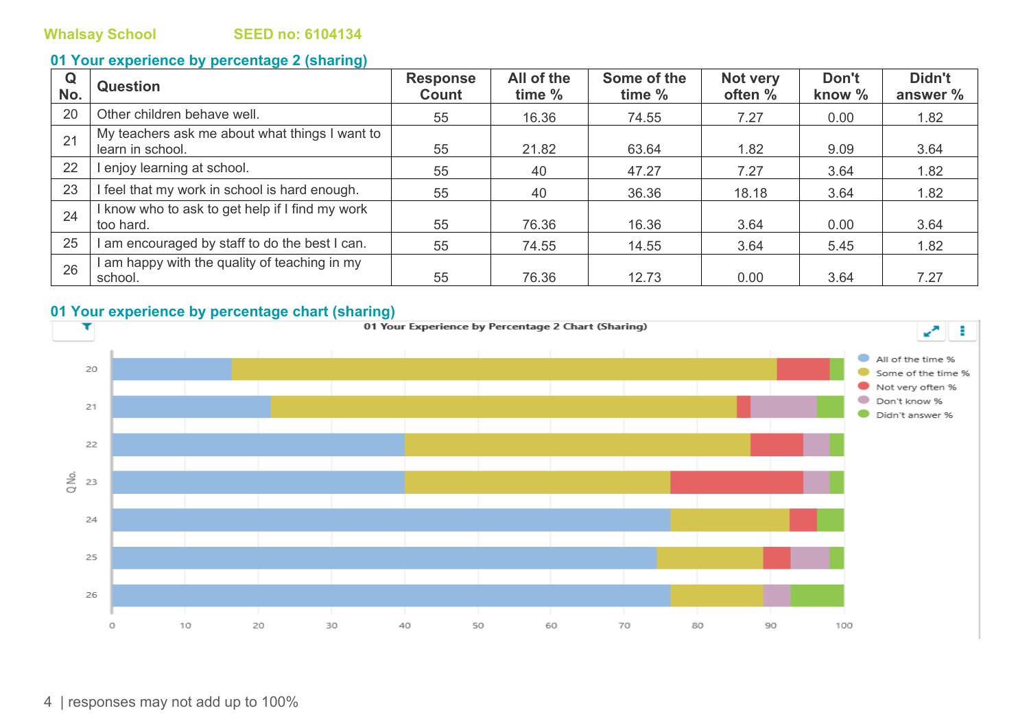Whalsay School SEED no: 6104134

## 01 Your experience by percentage 2 (sharing)

| Q No. | Question | Response Count | All of the time % | Some of the time % | Not very often % | Don't know % | Didn't answer % |
|---|---|---|---|---|---|---|---|
| 20 | Other children behave well. | 55 | 16.36 | 74.55 | 7.27 | 0.00 | 1.82 |
| 21 | My teachers ask me about what things I want to learn in school. | 55 | 21.82 | 63.64 | 1.82 | 9.09 | 3.64 |
| 22 | I enjoy learning at school. | 55 | 40 | 47.27 | 7.27 | 3.64 | 1.82 |
| 23 | I feel that my work in school is hard enough. | 55 | 40 | 36.36 | 18.18 | 3.64 | 1.82 |
| 24 | I know who to ask to get help if I find my work too hard. | 55 | 76.36 | 16.36 | 3.64 | 0.00 | 3.64 |
| 25 | I am encouraged by staff to do the best I can. | 55 | 74.55 | 14.55 | 3.64 | 5.45 | 1.82 |
| 26 | I am happy with the quality of teaching in my school. | 55 | 76.36 | 12.73 | 0.00 | 3.64 | 7.27 |

## 01 Your experience by percentage chart (sharing)

01 Your Experience by Percentage 2 Chart (Sharing)

responses may not add up to 100%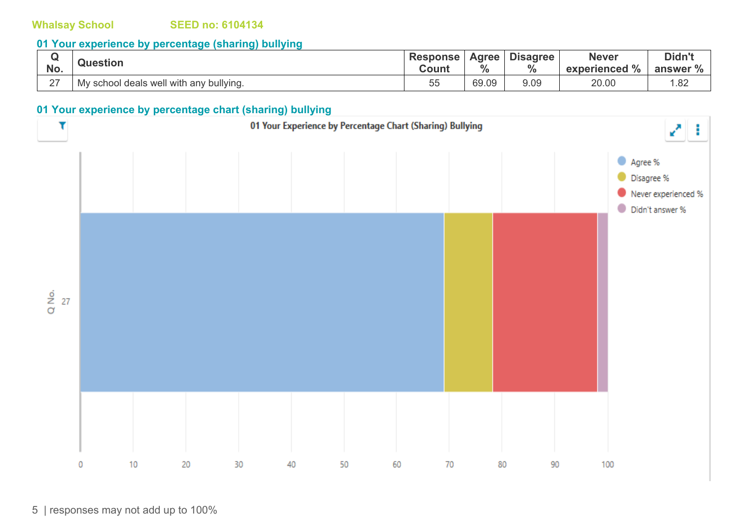Whalsay School SEED no: 6104134

## 01 Your experience by percentage (sharing) bullying

| Q No. | Question | Response Count | Agree % | Disagree % | Never experienced % | Didn't answer % |
|---|---|---|---|---|---|---|
| 27 | My school deals well with any bullying. | 55 | 69.09 | 9.09 | 20.00 | 1.82 |

## 01 Your experience by percentage chart (sharing) bullying

01 Your Experience by Percentage Chart (Sharing) Bullying

responses may not add up to 100%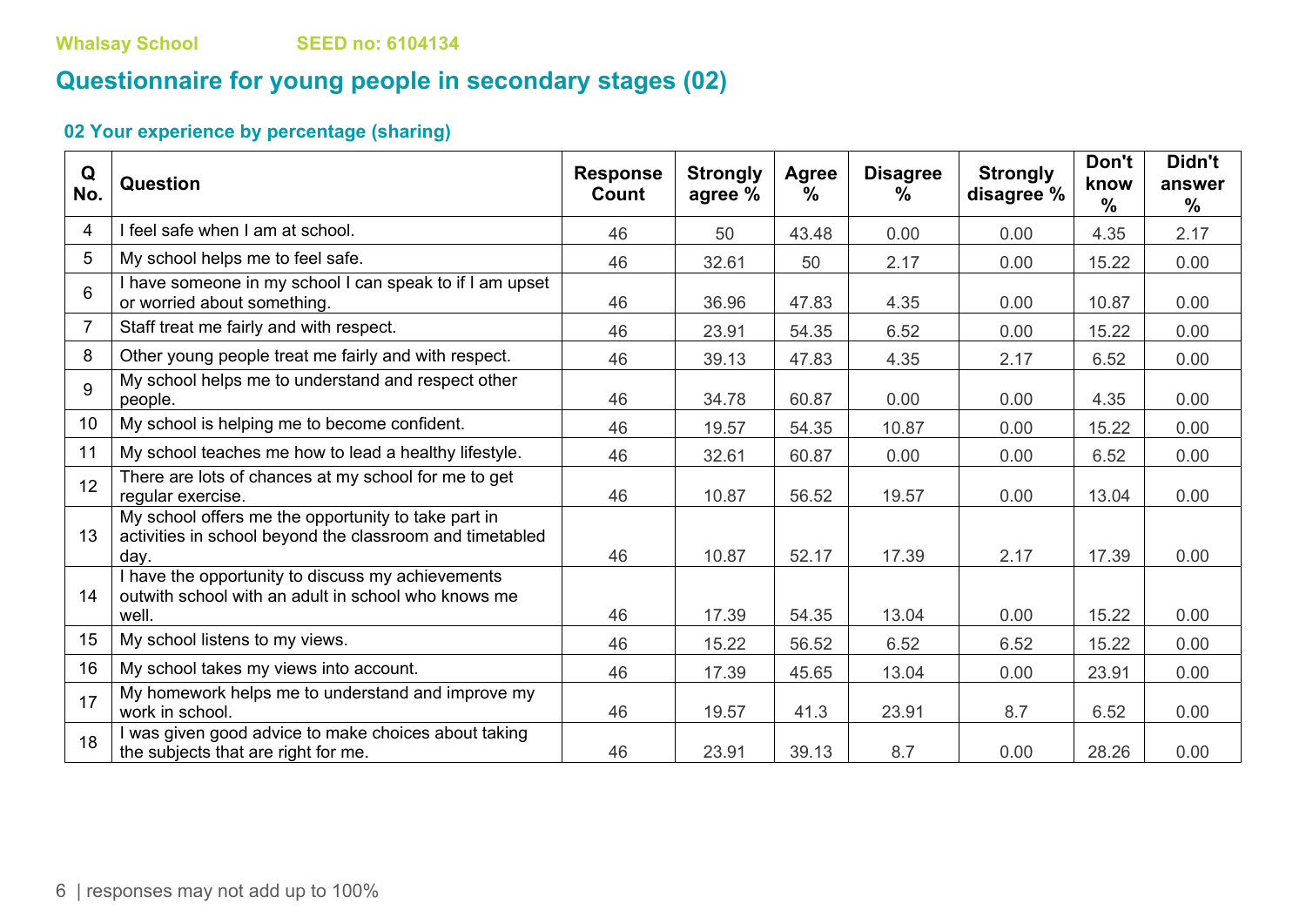Whalsay School SEED no: 6104134

# Questionnaire for young people in secondary stages (02)

## 02 Your experience by percentage (sharing)

| Q No. | Question | Response Count | Strongly agree % | Agree % | Disagree % | Strongly disagree % | Don't know % | Didn't answer % |
|---|---|---|---|---|---|---|---|---|
| 4 | I feel safe when I am at school. | 46 | 50 | 43.48 | 0.00 | 0.00 | 4.35 | 2.17 |
| 5 | My school helps me to feel safe. | 46 | 32.61 | 50 | 2.17 | 0.00 | 15.22 | 0.00 |
| 6 | I have someone in my school I can speak to if I am upset or worried about something. | 46 | 36.96 | 47.83 | 4.35 | 0.00 | 10.87 | 0.00 |
| 7 | Staff treat me fairly and with respect. | 46 | 23.91 | 54.35 | 6.52 | 0.00 | 15.22 | 0.00 |
| 8 | Other young people treat me fairly and with respect. | 46 | 39.13 | 47.83 | 4.35 | 2.17 | 6.52 | 0.00 |
| 9 | My school helps me to understand and respect other people. | 46 | 34.78 | 60.87 | 0.00 | 0.00 | 4.35 | 0.00 |
| 10 | My school is helping me to become confident. | 46 | 19.57 | 54.35 | 10.87 | 0.00 | 15.22 | 0.00 |
| 11 | My school teaches me how to lead a healthy lifestyle. | 46 | 32.61 | 60.87 | 0.00 | 0.00 | 6.52 | 0.00 |
| 12 | There are lots of chances at my school for me to get regular exercise. | 46 | 10.87 | 56.52 | 19.57 | 0.00 | 13.04 | 0.00 |
| 13 | My school offers me the opportunity to take part in activities in school beyond the classroom and timetabled day. | 46 | 10.87 | 52.17 | 17.39 | 2.17 | 17.39 | 0.00 |
| 14 | I have the opportunity to discuss my achievements outwith school with an adult in school who knows me well. | 46 | 17.39 | 54.35 | 13.04 | 0.00 | 15.22 | 0.00 |
| 15 | My school listens to my views. | 46 | 15.22 | 56.52 | 6.52 | 6.52 | 15.22 | 0.00 |
| 16 | My school takes my views into account. | 46 | 17.39 | 45.65 | 13.04 | 0.00 | 23.91 | 0.00 |
| 17 | My homework helps me to understand and improve my work in school. | 46 | 19.57 | 41.3 | 23.91 | 8.7 | 6.52 | 0.00 |
| 18 | I was given good advice to make choices about taking the subjects that are right for me. | 46 | 23.91 | 39.13 | 8.7 | 0.00 | 28.26 | 0.00 |

responses may not add up to 100%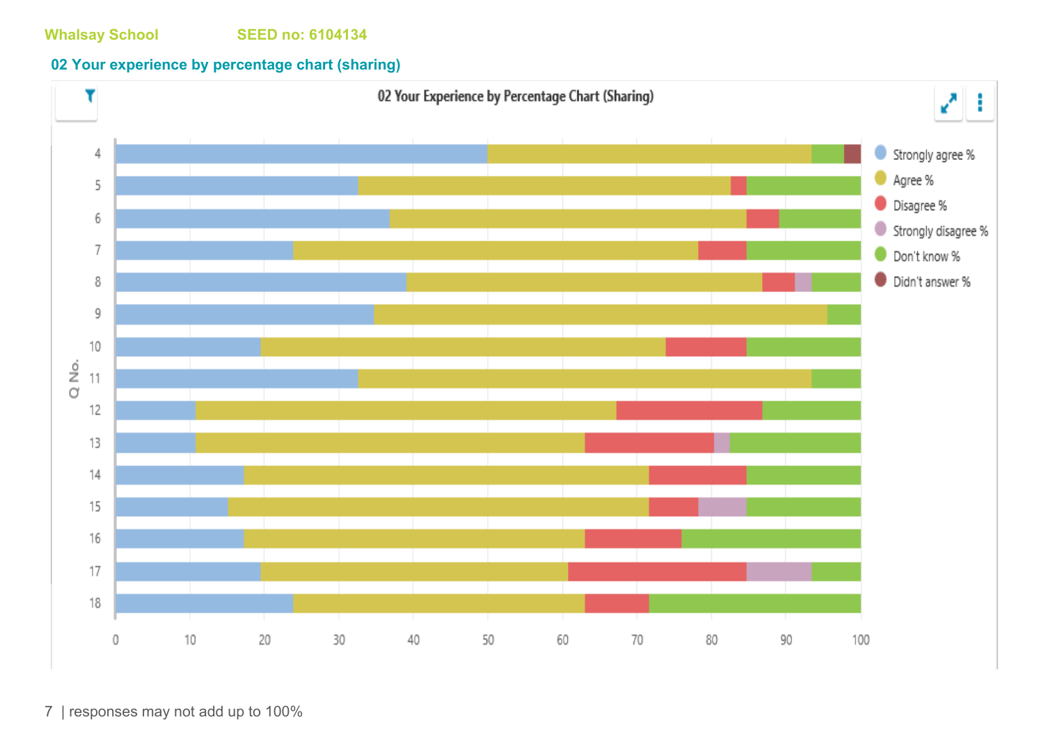Whalsay School SEED no: 6104134

## 02 Your experience by percentage chart (sharing)

responses may not add up to 100%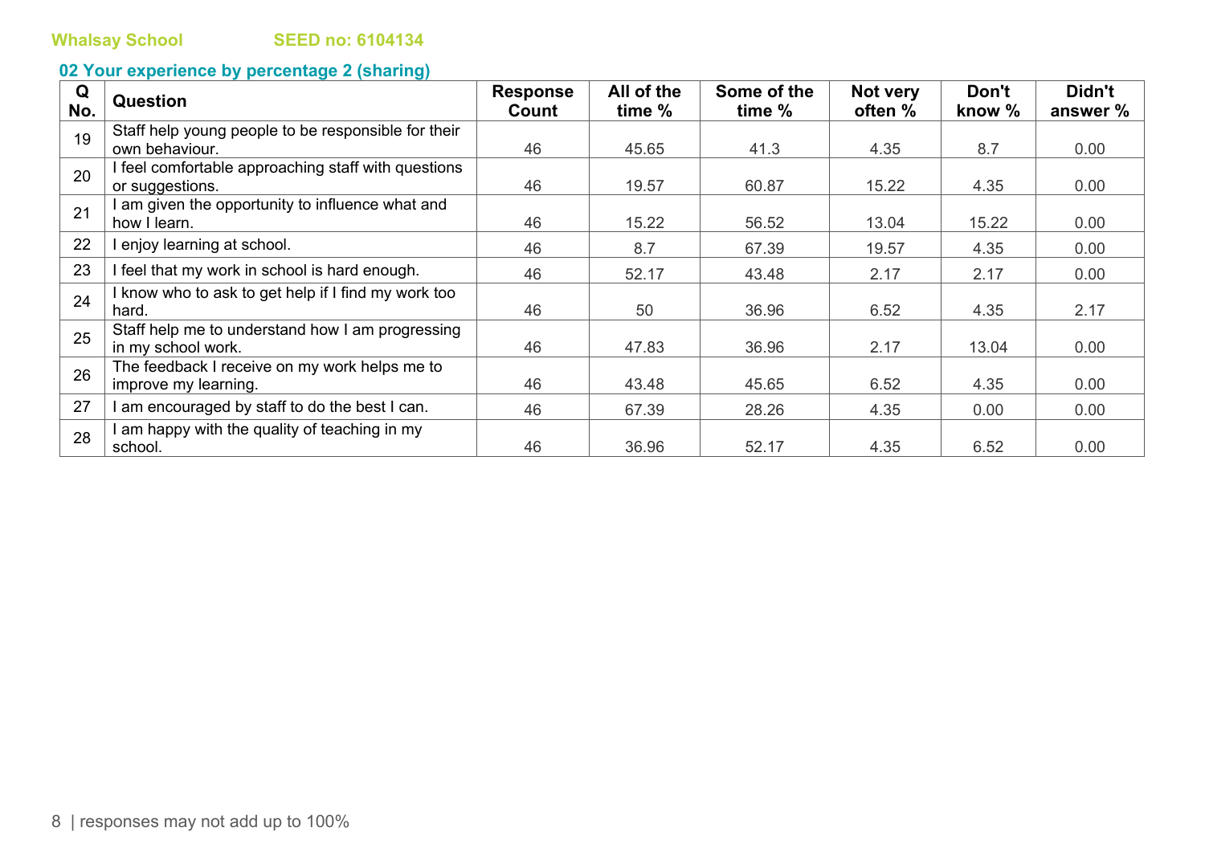Whalsay School SEED no: 6104134

## 02 Your experience by percentage 2 (sharing)

| Q No. | Question | Response Count | All of the time % | Some of the time % | Not very often % | Don't know % | Didn't answer % |
|---|---|---|---|---|---|---|---|
| 19 | Staff help young people to be responsible for their own behaviour. | 46 | 45.65 | 41.3 | 4.35 | 8.7 | 0.00 |
| 20 | I feel comfortable approaching staff with questions or suggestions. | 46 | 19.57 | 60.87 | 15.22 | 4.35 | 0.00 |
| 21 | I am given the opportunity to influence what and how I learn. | 46 | 15.22 | 56.52 | 13.04 | 15.22 | 0.00 |
| 22 | I enjoy learning at school. | 46 | 8.7 | 67.39 | 19.57 | 4.35 | 0.00 |
| 23 | I feel that my work in school is hard enough. | 46 | 52.17 | 43.48 | 2.17 | 2.17 | 0.00 |
| 24 | I know who to ask to get help if I find my work too hard. | 46 | 50 | 36.96 | 6.52 | 4.35 | 2.17 |
| 25 | Staff help me to understand how I am progressing in my school work. | 46 | 47.83 | 36.96 | 2.17 | 13.04 | 0.00 |
| 26 | The feedback I receive on my work helps me to improve my learning. | 46 | 43.48 | 45.65 | 6.52 | 4.35 | 0.00 |
| 27 | I am encouraged by staff to do the best I can. | 46 | 67.39 | 28.26 | 4.35 | 0.00 | 0.00 |
| 28 | I am happy with the quality of teaching in my school. | 46 | 36.96 | 52.17 | 4.35 | 6.52 | 0.00 |

responses may not add up to 100%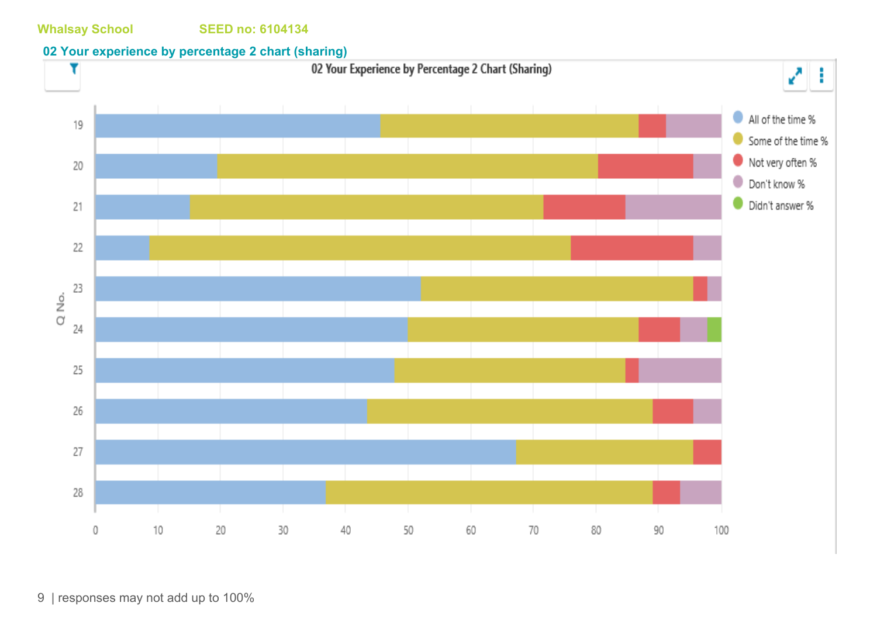Whalsay School SEED no: 6104134

## 02 Your experience by percentage 2 chart (sharing)

02 Your Experience by Percentage 2 Chart (Sharing)

Legend: All of the time %, Some of the time %, Not very often %, Don't know %, Didn't answer %

Y-axis: Q No. (19–28); X-axis: 0–100

responses may not add up to 100%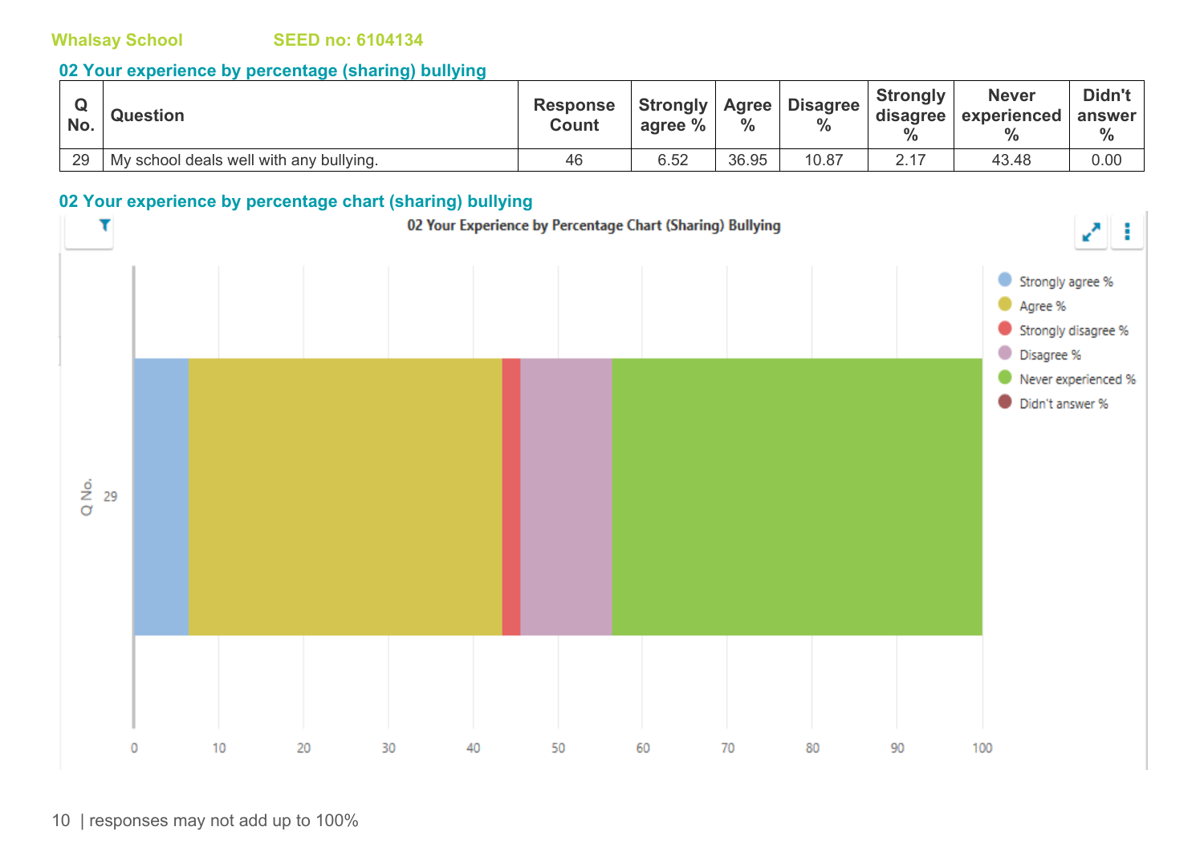Whalsay School SEED no: 6104134

## 02 Your experience by percentage (sharing) bullying

| Q No. | Question | Response Count | Strongly agree % | Agree % | Disagree % | Strongly disagree % | Never experienced % | Didn't answer % |
|---|---|---|---|---|---|---|---|---|
| 29 | My school deals well with any bullying. | 46 | 6.52 | 36.95 | 10.87 | 2.17 | 43.48 | 0.00 |

## 02 Your experience by percentage chart (sharing) bullying

02 Your Experience by Percentage Chart (Sharing) Bullying

responses may not add up to 100%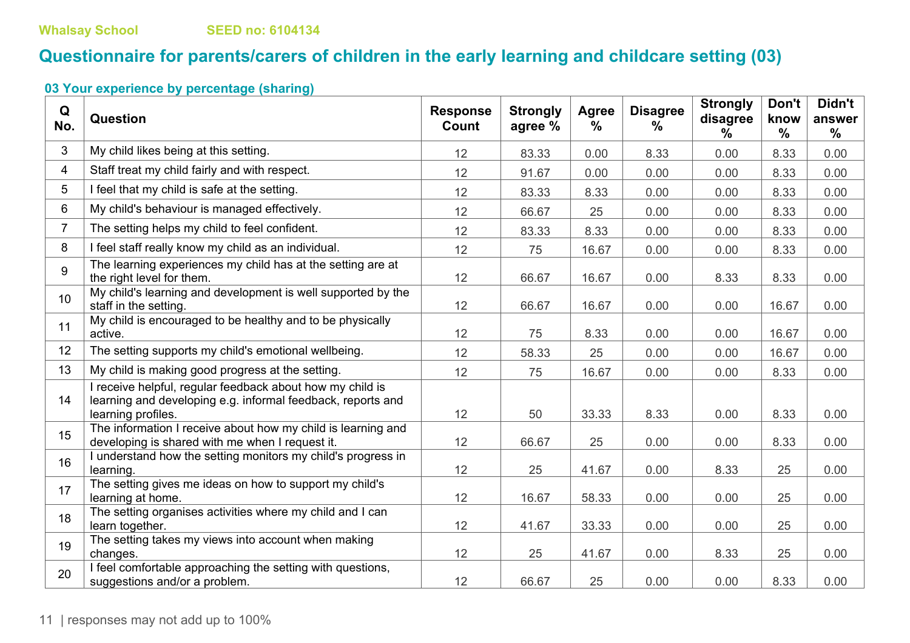Whalsay School SEED no: 6104134

# Questionnaire for parents/carers of children in the early learning and childcare setting (03)

## 03 Your experience by percentage (sharing)

| Q No. | Question | Response Count | Strongly agree % | Agree % | Disagree % | Strongly disagree % | Don't know % | Didn't answer % |
|---|---|---|---|---|---|---|---|---|
| 3 | My child likes being at this setting. | 12 | 83.33 | 0.00 | 8.33 | 0.00 | 8.33 | 0.00 |
| 4 | Staff treat my child fairly and with respect. | 12 | 91.67 | 0.00 | 0.00 | 0.00 | 8.33 | 0.00 |
| 5 | I feel that my child is safe at the setting. | 12 | 83.33 | 8.33 | 0.00 | 0.00 | 8.33 | 0.00 |
| 6 | My child's behaviour is managed effectively. | 12 | 66.67 | 25 | 0.00 | 0.00 | 8.33 | 0.00 |
| 7 | The setting helps my child to feel confident. | 12 | 83.33 | 8.33 | 0.00 | 0.00 | 8.33 | 0.00 |
| 8 | I feel staff really know my child as an individual. | 12 | 75 | 16.67 | 0.00 | 0.00 | 8.33 | 0.00 |
| 9 | The learning experiences my child has at the setting are at the right level for them. | 12 | 66.67 | 16.67 | 0.00 | 8.33 | 8.33 | 0.00 |
| 10 | My child's learning and development is well supported by the staff in the setting. | 12 | 66.67 | 16.67 | 0.00 | 0.00 | 16.67 | 0.00 |
| 11 | My child is encouraged to be healthy and to be physically active. | 12 | 75 | 8.33 | 0.00 | 0.00 | 16.67 | 0.00 |
| 12 | The setting supports my child's emotional wellbeing. | 12 | 58.33 | 25 | 0.00 | 0.00 | 16.67 | 0.00 |
| 13 | My child is making good progress at the setting. | 12 | 75 | 16.67 | 0.00 | 0.00 | 8.33 | 0.00 |
| 14 | I receive helpful, regular feedback about how my child is learning and developing e.g. informal feedback, reports and learning profiles. | 12 | 50 | 33.33 | 8.33 | 0.00 | 8.33 | 0.00 |
| 15 | The information I receive about how my child is learning and developing is shared with me when I request it. | 12 | 66.67 | 25 | 0.00 | 0.00 | 8.33 | 0.00 |
| 16 | I understand how the setting monitors my child's progress in learning. | 12 | 25 | 41.67 | 0.00 | 8.33 | 25 | 0.00 |
| 17 | The setting gives me ideas on how to support my child's learning at home. | 12 | 16.67 | 58.33 | 0.00 | 0.00 | 25 | 0.00 |
| 18 | The setting organises activities where my child and I can learn together. | 12 | 41.67 | 33.33 | 0.00 | 0.00 | 25 | 0.00 |
| 19 | The setting takes my views into account when making changes. | 12 | 25 | 41.67 | 0.00 | 8.33 | 25 | 0.00 |
| 20 | I feel comfortable approaching the setting with questions, suggestions and/or a problem. | 12 | 66.67 | 25 | 0.00 | 0.00 | 8.33 | 0.00 |

responses may not add up to 100%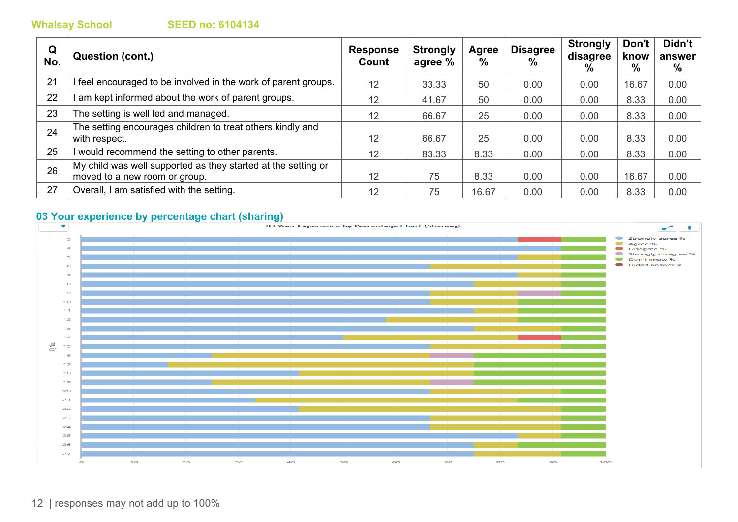Whalsay School SEED no: 6104134

| Q No. | Question (cont.) | Response Count | Strongly agree % | Agree % | Disagree % | Strongly disagree % | Don't know % | Didn't answer % |
|---|---|---|---|---|---|---|---|---|
| 21 | I feel encouraged to be involved in the work of parent groups. | 12 | 33.33 | 50 | 0.00 | 0.00 | 16.67 | 0.00 |
| 22 | I am kept informed about the work of parent groups. | 12 | 41.67 | 50 | 0.00 | 0.00 | 8.33 | 0.00 |
| 23 | The setting is well led and managed. | 12 | 66.67 | 25 | 0.00 | 0.00 | 8.33 | 0.00 |
| 24 | The setting encourages children to treat others kindly and with respect. | 12 | 66.67 | 25 | 0.00 | 0.00 | 8.33 | 0.00 |
| 25 | I would recommend the setting to other parents. | 12 | 83.33 | 8.33 | 0.00 | 0.00 | 8.33 | 0.00 |
| 26 | My child was well supported as they started at the setting or moved to a new room or group. | 12 | 75 | 8.33 | 0.00 | 0.00 | 16.67 | 0.00 |
| 27 | Overall, I am satisfied with the setting. | 12 | 75 | 16.67 | 0.00 | 0.00 | 8.33 | 0.00 |

## 03 Your experience by percentage chart (sharing)

responses may not add up to 100%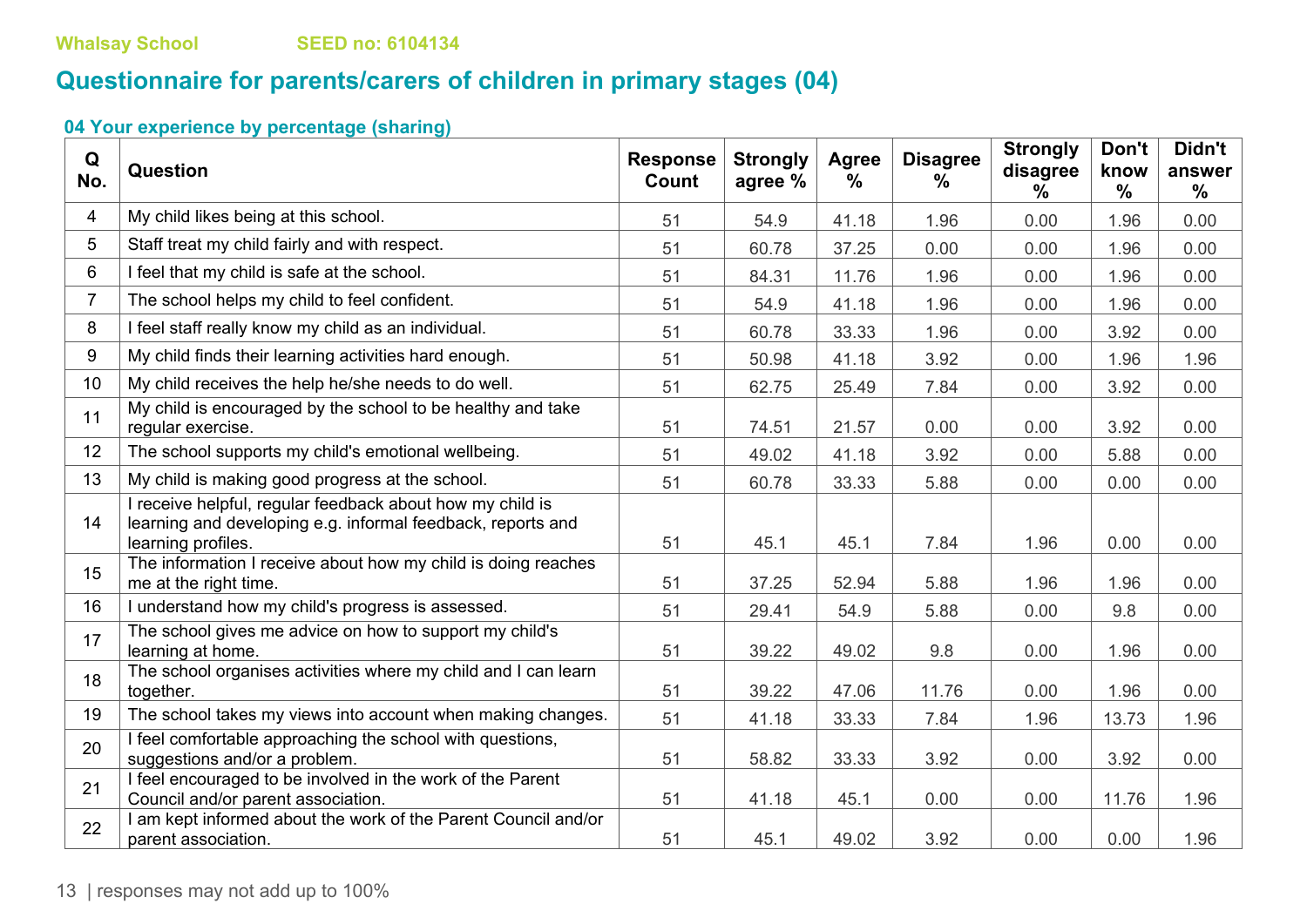Whalsay School SEED no: 6104134

# Questionnaire for parents/carers of children in primary stages (04)

### 04 Your experience by percentage (sharing)

| Q No. | Question | Response Count | Strongly agree % | Agree % | Disagree % | Strongly disagree % | Don't know % | Didn't answer % |
|---|---|---|---|---|---|---|---|---|
| 4 | My child likes being at this school. | 51 | 54.9 | 41.18 | 1.96 | 0.00 | 1.96 | 0.00 |
| 5 | Staff treat my child fairly and with respect. | 51 | 60.78 | 37.25 | 0.00 | 0.00 | 1.96 | 0.00 |
| 6 | I feel that my child is safe at the school. | 51 | 84.31 | 11.76 | 1.96 | 0.00 | 1.96 | 0.00 |
| 7 | The school helps my child to feel confident. | 51 | 54.9 | 41.18 | 1.96 | 0.00 | 1.96 | 0.00 |
| 8 | I feel staff really know my child as an individual. | 51 | 60.78 | 33.33 | 1.96 | 0.00 | 3.92 | 0.00 |
| 9 | My child finds their learning activities hard enough. | 51 | 50.98 | 41.18 | 3.92 | 0.00 | 1.96 | 1.96 |
| 10 | My child receives the help he/she needs to do well. | 51 | 62.75 | 25.49 | 7.84 | 0.00 | 3.92 | 0.00 |
| 11 | My child is encouraged by the school to be healthy and take regular exercise. | 51 | 74.51 | 21.57 | 0.00 | 0.00 | 3.92 | 0.00 |
| 12 | The school supports my child's emotional wellbeing. | 51 | 49.02 | 41.18 | 3.92 | 0.00 | 5.88 | 0.00 |
| 13 | My child is making good progress at the school. | 51 | 60.78 | 33.33 | 5.88 | 0.00 | 0.00 | 0.00 |
| 14 | I receive helpful, regular feedback about how my child is learning and developing e.g. informal feedback, reports and learning profiles. | 51 | 45.1 | 45.1 | 7.84 | 1.96 | 0.00 | 0.00 |
| 15 | The information I receive about how my child is doing reaches me at the right time. | 51 | 37.25 | 52.94 | 5.88 | 1.96 | 1.96 | 0.00 |
| 16 | I understand how my child's progress is assessed. | 51 | 29.41 | 54.9 | 5.88 | 0.00 | 9.8 | 0.00 |
| 17 | The school gives me advice on how to support my child's learning at home. | 51 | 39.22 | 49.02 | 9.8 | 0.00 | 1.96 | 0.00 |
| 18 | The school organises activities where my child and I can learn together. | 51 | 39.22 | 47.06 | 11.76 | 0.00 | 1.96 | 0.00 |
| 19 | The school takes my views into account when making changes. | 51 | 41.18 | 33.33 | 7.84 | 1.96 | 13.73 | 1.96 |
| 20 | I feel comfortable approaching the school with questions, suggestions and/or a problem. | 51 | 58.82 | 33.33 | 3.92 | 0.00 | 3.92 | 0.00 |
| 21 | I feel encouraged to be involved in the work of the Parent Council and/or parent association. | 51 | 41.18 | 45.1 | 0.00 | 0.00 | 11.76 | 1.96 |
| 22 | I am kept informed about the work of the Parent Council and/or parent association. | 51 | 45.1 | 49.02 | 3.92 | 0.00 | 0.00 | 1.96 |

responses may not add up to 100%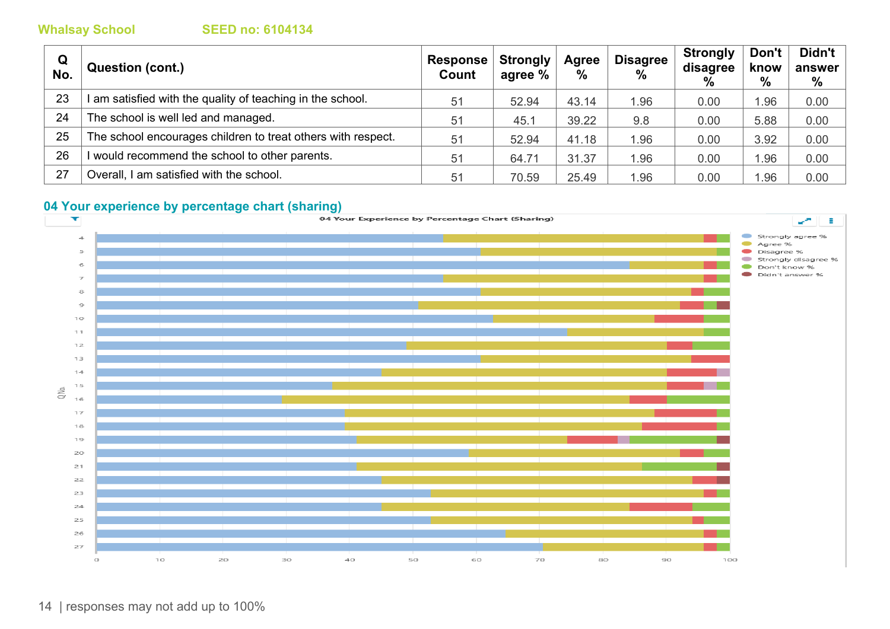Whalsay School SEED no: 6104134

| Q No. | Question (cont.) | Response Count | Strongly agree % | Agree % | Disagree % | Strongly disagree % | Don't know % | Didn't answer % |
|---|---|---|---|---|---|---|---|---|
| 23 | I am satisfied with the quality of teaching in the school. | 51 | 52.94 | 43.14 | 1.96 | 0.00 | 1.96 | 0.00 |
| 24 | The school is well led and managed. | 51 | 45.1 | 39.22 | 9.8 | 0.00 | 5.88 | 0.00 |
| 25 | The school encourages children to treat others with respect. | 51 | 52.94 | 41.18 | 1.96 | 0.00 | 3.92 | 0.00 |
| 26 | I would recommend the school to other parents. | 51 | 64.71 | 31.37 | 1.96 | 0.00 | 1.96 | 0.00 |
| 27 | Overall, I am satisfied with the school. | 51 | 70.59 | 25.49 | 1.96 | 0.00 | 1.96 | 0.00 |

## 04 Your experience by percentage chart (sharing)

responses may not add up to 100%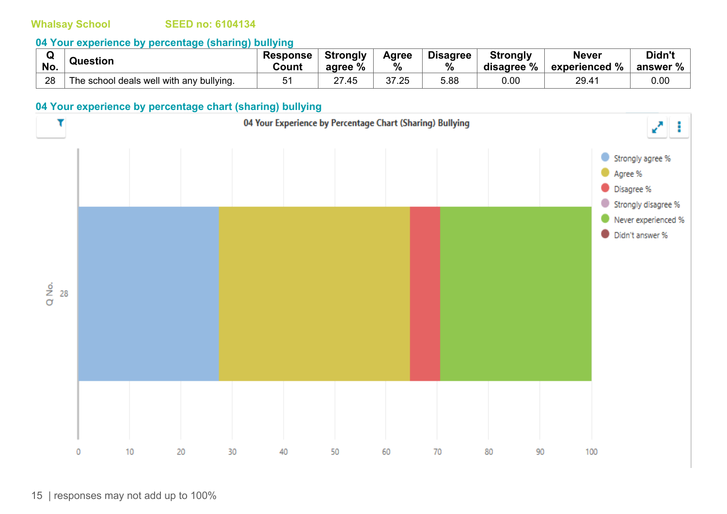Whalsay School SEED no: 6104134

## 04 Your experience by percentage (sharing) bullying

| Q No. | Question | Response Count | Strongly agree % | Agree % | Disagree % | Strongly disagree % | Never experienced % | Didn't answer % |
|---|---|---|---|---|---|---|---|---|
| 28 | The school deals well with any bullying. | 51 | 27.45 | 37.25 | 5.88 | 0.00 | 29.41 | 0.00 |

## 04 Your experience by percentage chart (sharing) bullying

04 Your Experience by Percentage Chart (Sharing) Bullying

| Q No. | Strongly agree % | Agree % | Disagree % | Strongly disagree % | Never experienced % | Didn't answer % |
|---|---|---|---|---|---|---|
| 28 | 27.45 | 37.25 | 5.88 | 0.00 | 29.41 | 0.00 |

| responses may not add up to 100%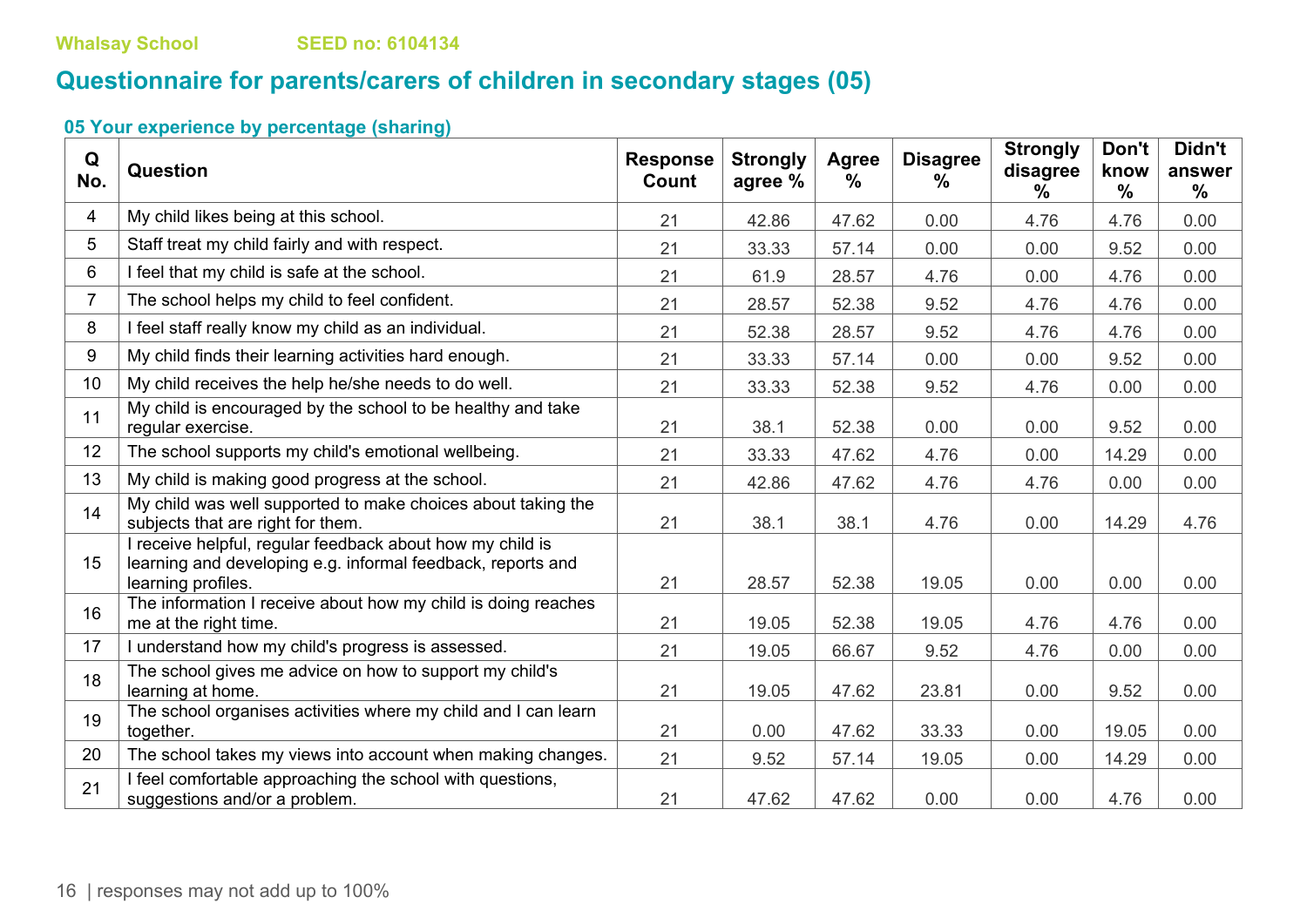Whalsay School SEED no: 6104134

# Questionnaire for parents/carers of children in secondary stages (05)

### 05 Your experience by percentage (sharing)

| Q No. | Question | Response Count | Strongly agree % | Agree % | Disagree % | Strongly disagree % | Don't know % | Didn't answer % |
|---|---|---|---|---|---|---|---|---|
| 4 | My child likes being at this school. | 21 | 42.86 | 47.62 | 0.00 | 4.76 | 4.76 | 0.00 |
| 5 | Staff treat my child fairly and with respect. | 21 | 33.33 | 57.14 | 0.00 | 0.00 | 9.52 | 0.00 |
| 6 | I feel that my child is safe at the school. | 21 | 61.9 | 28.57 | 4.76 | 0.00 | 4.76 | 0.00 |
| 7 | The school helps my child to feel confident. | 21 | 28.57 | 52.38 | 9.52 | 4.76 | 4.76 | 0.00 |
| 8 | I feel staff really know my child as an individual. | 21 | 52.38 | 28.57 | 9.52 | 4.76 | 4.76 | 0.00 |
| 9 | My child finds their learning activities hard enough. | 21 | 33.33 | 57.14 | 0.00 | 0.00 | 9.52 | 0.00 |
| 10 | My child receives the help he/she needs to do well. | 21 | 33.33 | 52.38 | 9.52 | 4.76 | 0.00 | 0.00 |
| 11 | My child is encouraged by the school to be healthy and take regular exercise. | 21 | 38.1 | 52.38 | 0.00 | 0.00 | 9.52 | 0.00 |
| 12 | The school supports my child's emotional wellbeing. | 21 | 33.33 | 47.62 | 4.76 | 0.00 | 14.29 | 0.00 |
| 13 | My child is making good progress at the school. | 21 | 42.86 | 47.62 | 4.76 | 4.76 | 0.00 | 0.00 |
| 14 | My child was well supported to make choices about taking the subjects that are right for them. | 21 | 38.1 | 38.1 | 4.76 | 0.00 | 14.29 | 4.76 |
| 15 | I receive helpful, regular feedback about how my child is learning and developing e.g. informal feedback, reports and learning profiles. | 21 | 28.57 | 52.38 | 19.05 | 0.00 | 0.00 | 0.00 |
| 16 | The information I receive about how my child is doing reaches me at the right time. | 21 | 19.05 | 52.38 | 19.05 | 4.76 | 4.76 | 0.00 |
| 17 | I understand how my child's progress is assessed. | 21 | 19.05 | 66.67 | 9.52 | 4.76 | 0.00 | 0.00 |
| 18 | The school gives me advice on how to support my child's learning at home. | 21 | 19.05 | 47.62 | 23.81 | 0.00 | 9.52 | 0.00 |
| 19 | The school organises activities where my child and I can learn together. | 21 | 0.00 | 47.62 | 33.33 | 0.00 | 19.05 | 0.00 |
| 20 | The school takes my views into account when making changes. | 21 | 9.52 | 57.14 | 19.05 | 0.00 | 14.29 | 0.00 |
| 21 | I feel comfortable approaching the school with questions, suggestions and/or a problem. | 21 | 47.62 | 47.62 | 0.00 | 0.00 | 4.76 | 0.00 |

responses may not add up to 100%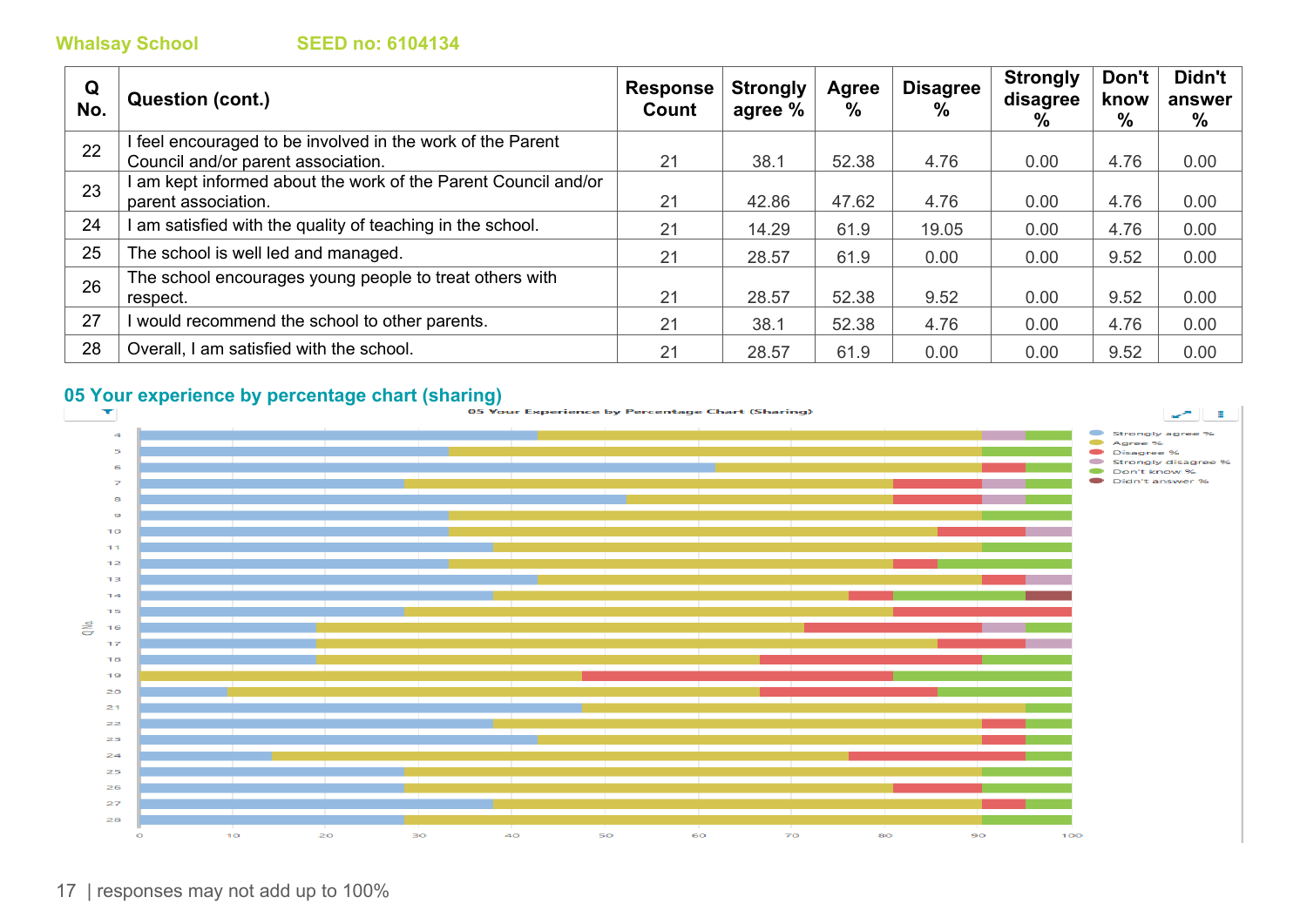Whalsay School SEED no: 6104134

| Q No. | Question (cont.) | Response Count | Strongly agree % | Agree % | Disagree % | Strongly disagree % | Don't know % | Didn't answer % |
|---|---|---|---|---|---|---|---|---|
| 22 | I feel encouraged to be involved in the work of the Parent Council and/or parent association. | 21 | 38.1 | 52.38 | 4.76 | 0.00 | 4.76 | 0.00 |
| 23 | I am kept informed about the work of the Parent Council and/or parent association. | 21 | 42.86 | 47.62 | 4.76 | 0.00 | 4.76 | 0.00 |
| 24 | I am satisfied with the quality of teaching in the school. | 21 | 14.29 | 61.9 | 19.05 | 0.00 | 4.76 | 0.00 |
| 25 | The school is well led and managed. | 21 | 28.57 | 61.9 | 0.00 | 0.00 | 9.52 | 0.00 |
| 26 | The school encourages young people to treat others with respect. | 21 | 28.57 | 52.38 | 9.52 | 0.00 | 9.52 | 0.00 |
| 27 | I would recommend the school to other parents. | 21 | 38.1 | 52.38 | 4.76 | 0.00 | 4.76 | 0.00 |
| 28 | Overall, I am satisfied with the school. | 21 | 28.57 | 61.9 | 0.00 | 0.00 | 9.52 | 0.00 |

## 05 Your experience by percentage chart (sharing)

05 Your Experience by Percentage Chart (Sharing)

responses may not add up to 100%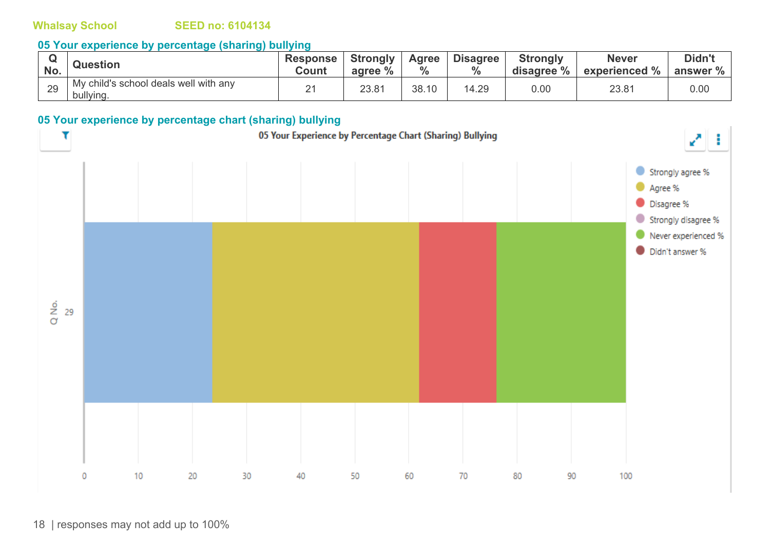Whalsay School SEED no: 6104134

## 05 Your experience by percentage (sharing) bullying

| Q No. | Question | Response Count | Strongly agree % | Agree % | Disagree % | Strongly disagree % | Never experienced % | Didn't answer % |
|---|---|---|---|---|---|---|---|---|
| 29 | My child's school deals well with any bullying. | 21 | 23.81 | 38.10 | 14.29 | 0.00 | 23.81 | 0.00 |

## 05 Your experience by percentage chart (sharing) bullying

05 Your Experience by Percentage Chart (Sharing) Bullying

| Q No. | Strongly agree % | Agree % | Disagree % | Strongly disagree % | Never experienced % | Didn't answer % |
|---|---|---|---|---|---|---|
| 29 | 23.81 | 38.10 | 14.29 | 0.00 | 23.81 | 0.00 |

responses may not add up to 100%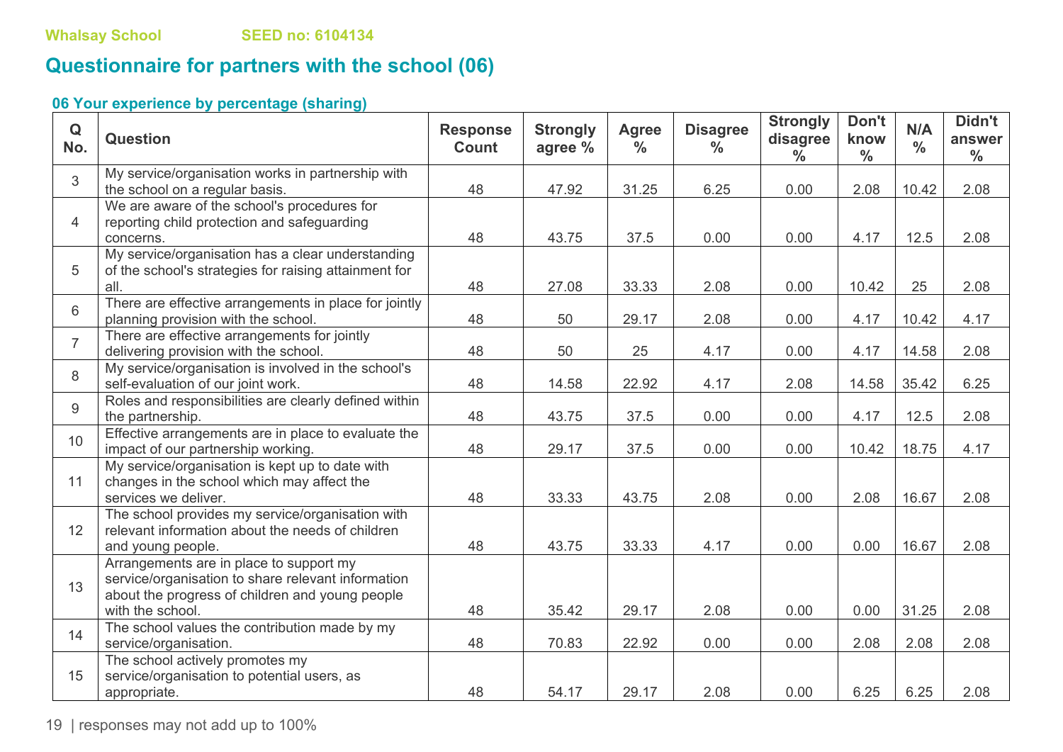Whalsay School SEED no: 6104134

## Questionnaire for partners with the school (06)

### 06 Your experience by percentage (sharing)

| Q No. | Question | Response Count | Strongly agree % | Agree % | Disagree % | Strongly disagree % | Don't know % | N/A % | Didn't answer % |
|---|---|---|---|---|---|---|---|---|---|
| 3 | My service/organisation works in partnership with the school on a regular basis. | 48 | 47.92 | 31.25 | 6.25 | 0.00 | 2.08 | 10.42 | 2.08 |
| 4 | We are aware of the school's procedures for reporting child protection and safeguarding concerns. | 48 | 43.75 | 37.5 | 0.00 | 0.00 | 4.17 | 12.5 | 2.08 |
| 5 | My service/organisation has a clear understanding of the school's strategies for raising attainment for all. | 48 | 27.08 | 33.33 | 2.08 | 0.00 | 10.42 | 25 | 2.08 |
| 6 | There are effective arrangements in place for jointly planning provision with the school. | 48 | 50 | 29.17 | 2.08 | 0.00 | 4.17 | 10.42 | 4.17 |
| 7 | There are effective arrangements for jointly delivering provision with the school. | 48 | 50 | 25 | 4.17 | 0.00 | 4.17 | 14.58 | 2.08 |
| 8 | My service/organisation is involved in the school's self-evaluation of our joint work. | 48 | 14.58 | 22.92 | 4.17 | 2.08 | 14.58 | 35.42 | 6.25 |
| 9 | Roles and responsibilities are clearly defined within the partnership. | 48 | 43.75 | 37.5 | 0.00 | 0.00 | 4.17 | 12.5 | 2.08 |
| 10 | Effective arrangements are in place to evaluate the impact of our partnership working. | 48 | 29.17 | 37.5 | 0.00 | 0.00 | 10.42 | 18.75 | 4.17 |
| 11 | My service/organisation is kept up to date with changes in the school which may affect the services we deliver. | 48 | 33.33 | 43.75 | 2.08 | 0.00 | 2.08 | 16.67 | 2.08 |
| 12 | The school provides my service/organisation with relevant information about the needs of children and young people. | 48 | 43.75 | 33.33 | 4.17 | 0.00 | 0.00 | 16.67 | 2.08 |
| 13 | Arrangements are in place to support my service/organisation to share relevant information about the progress of children and young people with the school. | 48 | 35.42 | 29.17 | 2.08 | 0.00 | 0.00 | 31.25 | 2.08 |
| 14 | The school values the contribution made by my service/organisation. | 48 | 70.83 | 22.92 | 0.00 | 0.00 | 2.08 | 2.08 | 2.08 |
| 15 | The school actively promotes my service/organisation to potential users, as appropriate. | 48 | 54.17 | 29.17 | 2.08 | 0.00 | 6.25 | 6.25 | 2.08 |

responses may not add up to 100%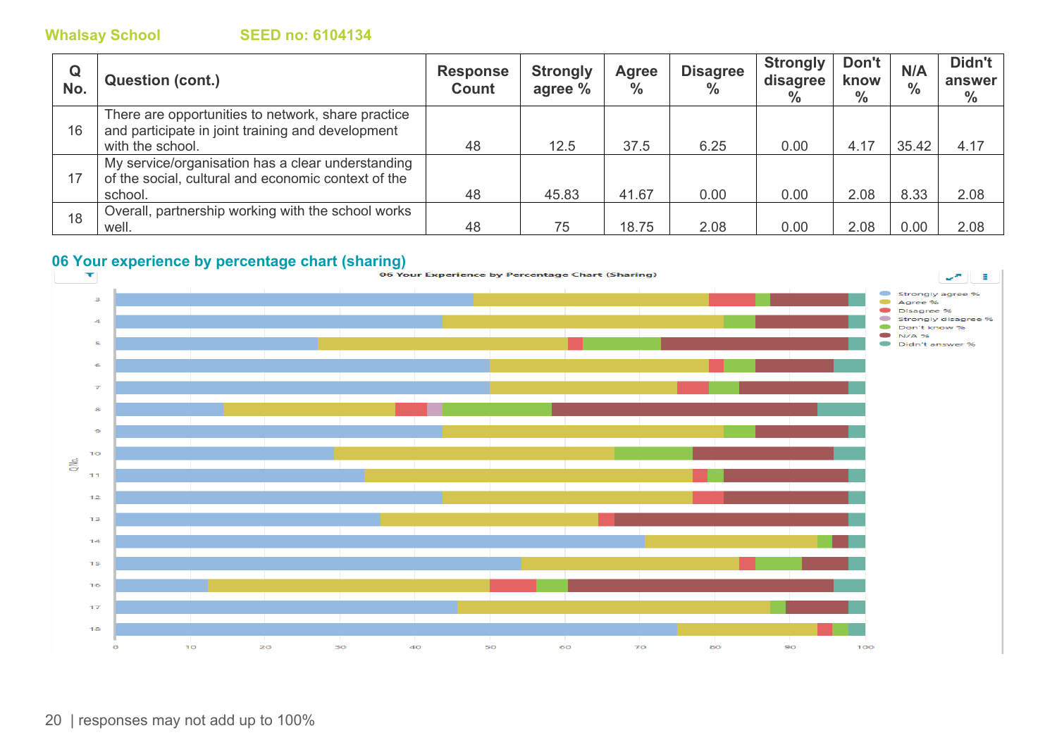**Whalsay School** **SEED no: 6104134**

| Q No. | Question (cont.) | Response Count | Strongly agree % | Agree % | Disagree % | Strongly disagree % | Don't know % | N/A % | Didn't answer % |
|---|---|---|---|---|---|---|---|---|---|
| 16 | There are opportunities to network, share practice and participate in joint training and development with the school. | 48 | 12.5 | 37.5 | 6.25 | 0.00 | 4.17 | 35.42 | 4.17 |
| 17 | My service/organisation has a clear understanding of the social, cultural and economic context of the school. | 48 | 45.83 | 41.67 | 0.00 | 0.00 | 2.08 | 8.33 | 2.08 |
| 18 | Overall, partnership working with the school works well. | 48 | 75 | 18.75 | 2.08 | 0.00 | 2.08 | 0.00 | 2.08 |

## 06 Your experience by percentage chart (sharing)

responses may not add up to 100%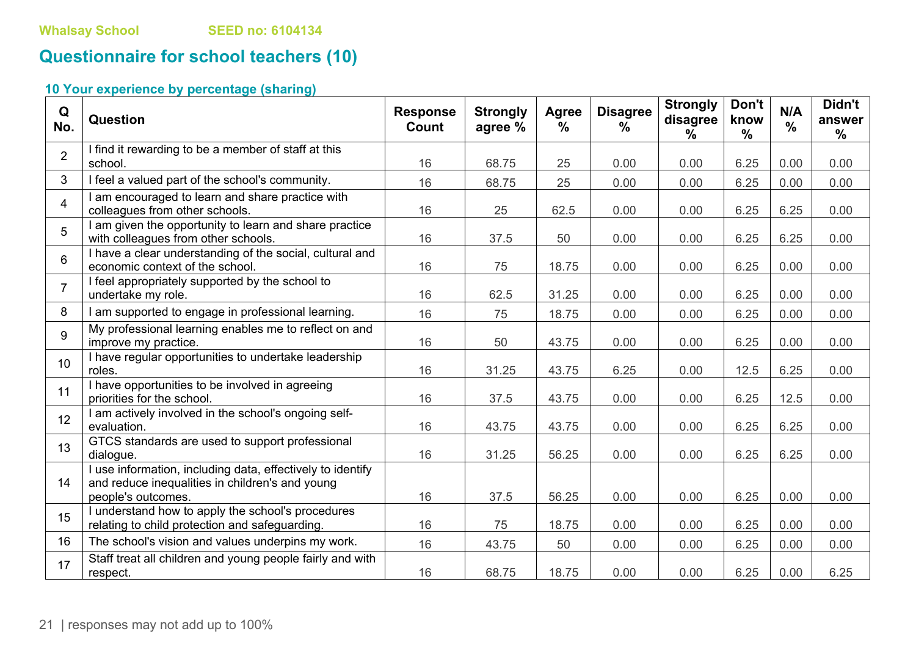Whalsay School SEED no: 6104134

## Questionnaire for school teachers (10)

### 10 Your experience by percentage (sharing)

| Q No. | Question | Response Count | Strongly agree % | Agree % | Disagree % | Strongly disagree % | Don't know % | N/A % | Didn't answer % |
|---|---|---|---|---|---|---|---|---|---|
| 2 | I find it rewarding to be a member of staff at this school. | 16 | 68.75 | 25 | 0.00 | 0.00 | 6.25 | 0.00 | 0.00 |
| 3 | I feel a valued part of the school's community. | 16 | 68.75 | 25 | 0.00 | 0.00 | 6.25 | 0.00 | 0.00 |
| 4 | I am encouraged to learn and share practice with colleagues from other schools. | 16 | 25 | 62.5 | 0.00 | 0.00 | 6.25 | 6.25 | 0.00 |
| 5 | I am given the opportunity to learn and share practice with colleagues from other schools. | 16 | 37.5 | 50 | 0.00 | 0.00 | 6.25 | 6.25 | 0.00 |
| 6 | I have a clear understanding of the social, cultural and economic context of the school. | 16 | 75 | 18.75 | 0.00 | 0.00 | 6.25 | 0.00 | 0.00 |
| 7 | I feel appropriately supported by the school to undertake my role. | 16 | 62.5 | 31.25 | 0.00 | 0.00 | 6.25 | 0.00 | 0.00 |
| 8 | I am supported to engage in professional learning. | 16 | 75 | 18.75 | 0.00 | 0.00 | 6.25 | 0.00 | 0.00 |
| 9 | My professional learning enables me to reflect on and improve my practice. | 16 | 50 | 43.75 | 0.00 | 0.00 | 6.25 | 0.00 | 0.00 |
| 10 | I have regular opportunities to undertake leadership roles. | 16 | 31.25 | 43.75 | 6.25 | 0.00 | 12.5 | 6.25 | 0.00 |
| 11 | I have opportunities to be involved in agreeing priorities for the school. | 16 | 37.5 | 43.75 | 0.00 | 0.00 | 6.25 | 12.5 | 0.00 |
| 12 | I am actively involved in the school's ongoing self-evaluation. | 16 | 43.75 | 43.75 | 0.00 | 0.00 | 6.25 | 6.25 | 0.00 |
| 13 | GTCS standards are used to support professional dialogue. | 16 | 31.25 | 56.25 | 0.00 | 0.00 | 6.25 | 6.25 | 0.00 |
| 14 | I use information, including data, effectively to identify and reduce inequalities in children's and young people's outcomes. | 16 | 37.5 | 56.25 | 0.00 | 0.00 | 6.25 | 0.00 | 0.00 |
| 15 | I understand how to apply the school's procedures relating to child protection and safeguarding. | 16 | 75 | 18.75 | 0.00 | 0.00 | 6.25 | 0.00 | 0.00 |
| 16 | The school's vision and values underpins my work. | 16 | 43.75 | 50 | 0.00 | 0.00 | 6.25 | 0.00 | 0.00 |
| 17 | Staff treat all children and young people fairly and with respect. | 16 | 68.75 | 18.75 | 0.00 | 0.00 | 6.25 | 0.00 | 6.25 |

responses may not add up to 100%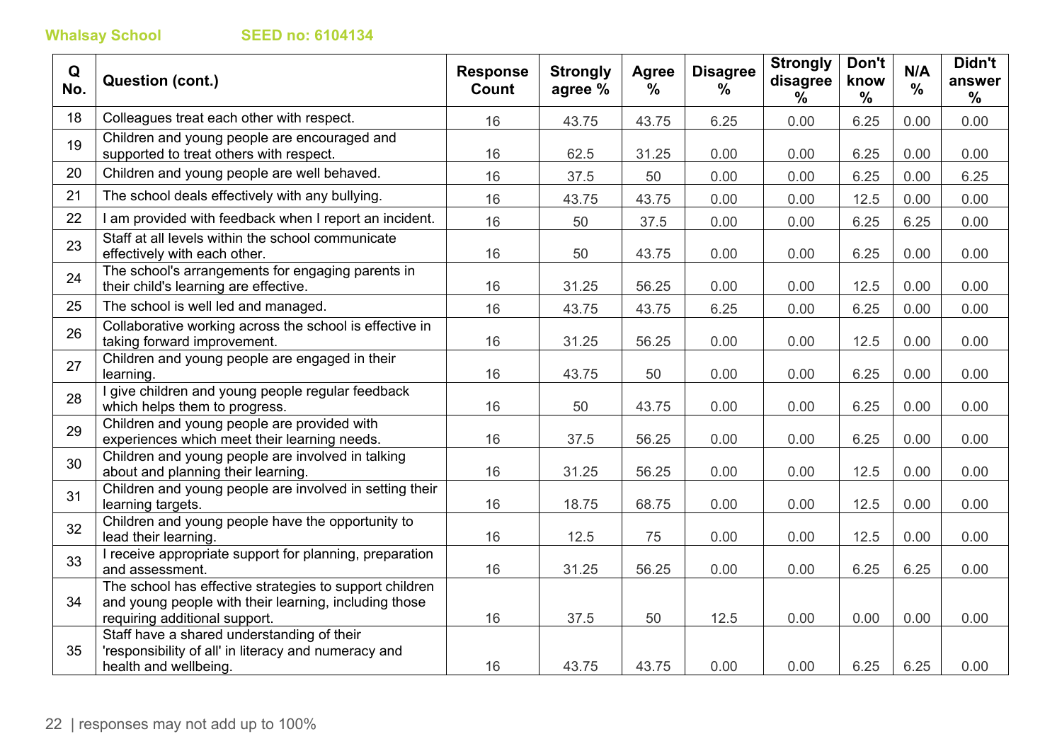Whalsay School SEED no: 6104134

| Q No. | Question (cont.) | Response Count | Strongly agree % | Agree % | Disagree % | Strongly disagree % | Don't know % | N/A % | Didn't answer % |
|---|---|---|---|---|---|---|---|---|---|
| 18 | Colleagues treat each other with respect. | 16 | 43.75 | 43.75 | 6.25 | 0.00 | 6.25 | 0.00 | 0.00 |
| 19 | Children and young people are encouraged and supported to treat others with respect. | 16 | 62.5 | 31.25 | 0.00 | 0.00 | 6.25 | 0.00 | 0.00 |
| 20 | Children and young people are well behaved. | 16 | 37.5 | 50 | 0.00 | 0.00 | 6.25 | 0.00 | 6.25 |
| 21 | The school deals effectively with any bullying. | 16 | 43.75 | 43.75 | 0.00 | 0.00 | 12.5 | 0.00 | 0.00 |
| 22 | I am provided with feedback when I report an incident. | 16 | 50 | 37.5 | 0.00 | 0.00 | 6.25 | 6.25 | 0.00 |
| 23 | Staff at all levels within the school communicate effectively with each other. | 16 | 50 | 43.75 | 0.00 | 0.00 | 6.25 | 0.00 | 0.00 |
| 24 | The school's arrangements for engaging parents in their child's learning are effective. | 16 | 31.25 | 56.25 | 0.00 | 0.00 | 12.5 | 0.00 | 0.00 |
| 25 | The school is well led and managed. | 16 | 43.75 | 43.75 | 6.25 | 0.00 | 6.25 | 0.00 | 0.00 |
| 26 | Collaborative working across the school is effective in taking forward improvement. | 16 | 31.25 | 56.25 | 0.00 | 0.00 | 12.5 | 0.00 | 0.00 |
| 27 | Children and young people are engaged in their learning. | 16 | 43.75 | 50 | 0.00 | 0.00 | 6.25 | 0.00 | 0.00 |
| 28 | I give children and young people regular feedback which helps them to progress. | 16 | 50 | 43.75 | 0.00 | 0.00 | 6.25 | 0.00 | 0.00 |
| 29 | Children and young people are provided with experiences which meet their learning needs. | 16 | 37.5 | 56.25 | 0.00 | 0.00 | 6.25 | 0.00 | 0.00 |
| 30 | Children and young people are involved in talking about and planning their learning. | 16 | 31.25 | 56.25 | 0.00 | 0.00 | 12.5 | 0.00 | 0.00 |
| 31 | Children and young people are involved in setting their learning targets. | 16 | 18.75 | 68.75 | 0.00 | 0.00 | 12.5 | 0.00 | 0.00 |
| 32 | Children and young people have the opportunity to lead their learning. | 16 | 12.5 | 75 | 0.00 | 0.00 | 12.5 | 0.00 | 0.00 |
| 33 | I receive appropriate support for planning, preparation and assessment. | 16 | 31.25 | 56.25 | 0.00 | 0.00 | 6.25 | 6.25 | 0.00 |
| 34 | The school has effective strategies to support children and young people with their learning, including those requiring additional support. | 16 | 37.5 | 50 | 12.5 | 0.00 | 0.00 | 0.00 | 0.00 |
| 35 | Staff have a shared understanding of their 'responsibility of all' in literacy and numeracy and health and wellbeing. | 16 | 43.75 | 43.75 | 0.00 | 0.00 | 6.25 | 6.25 | 0.00 |

responses may not add up to 100%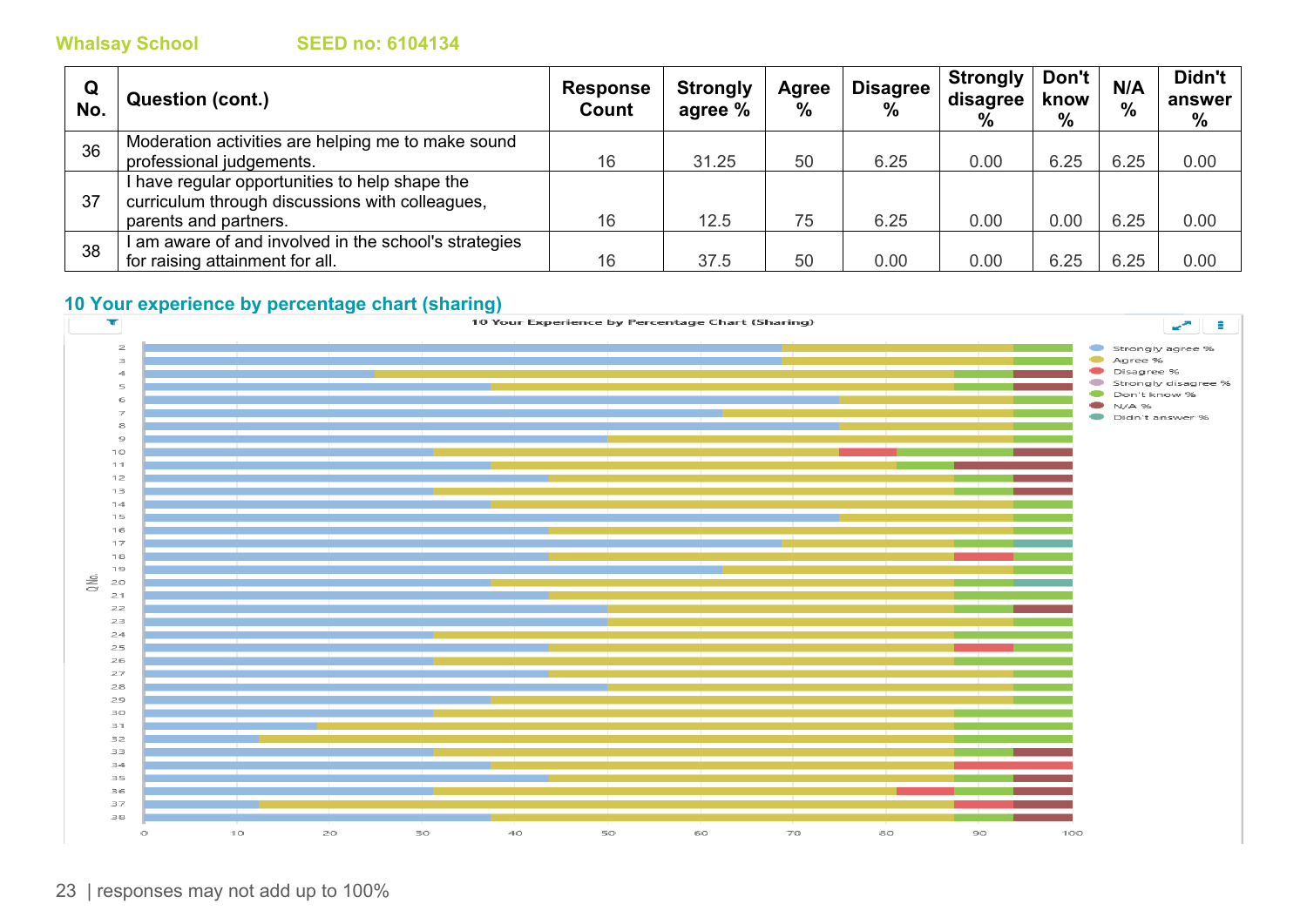Whalsay School SEED no: 6104134

| Q No. | Question (cont.) | Response Count | Strongly agree % | Agree % | Disagree % | Strongly disagree % | Don't know % | N/A % | Didn't answer % |
|---|---|---|---|---|---|---|---|---|---|
| 36 | Moderation activities are helping me to make sound professional judgements. | 16 | 31.25 | 50 | 6.25 | 0.00 | 6.25 | 6.25 | 0.00 |
| 37 | I have regular opportunities to help shape the curriculum through discussions with colleagues, parents and partners. | 16 | 12.5 | 75 | 6.25 | 0.00 | 0.00 | 6.25 | 0.00 |
| 38 | I am aware of and involved in the school's strategies for raising attainment for all. | 16 | 37.5 | 50 | 0.00 | 0.00 | 6.25 | 6.25 | 0.00 |

## 10 Your experience by percentage chart (sharing)

10 Your Experience by Percentage Chart (Sharing)

Q No.

2
3
4
5
6
7
8
9
10
11
12
13
14
15
16
17
18
19
20
21
22
23
24
25
26
27
28
29
30
31
32
33
34
35
36
37
38

0 10 20 30 40 50 60 70 80 90 100

Strongly agree %
Agree %
Disagree %
Strongly disagree %
Don't know %
N/A %
Didn't answer %

| responses may not add up to 100%